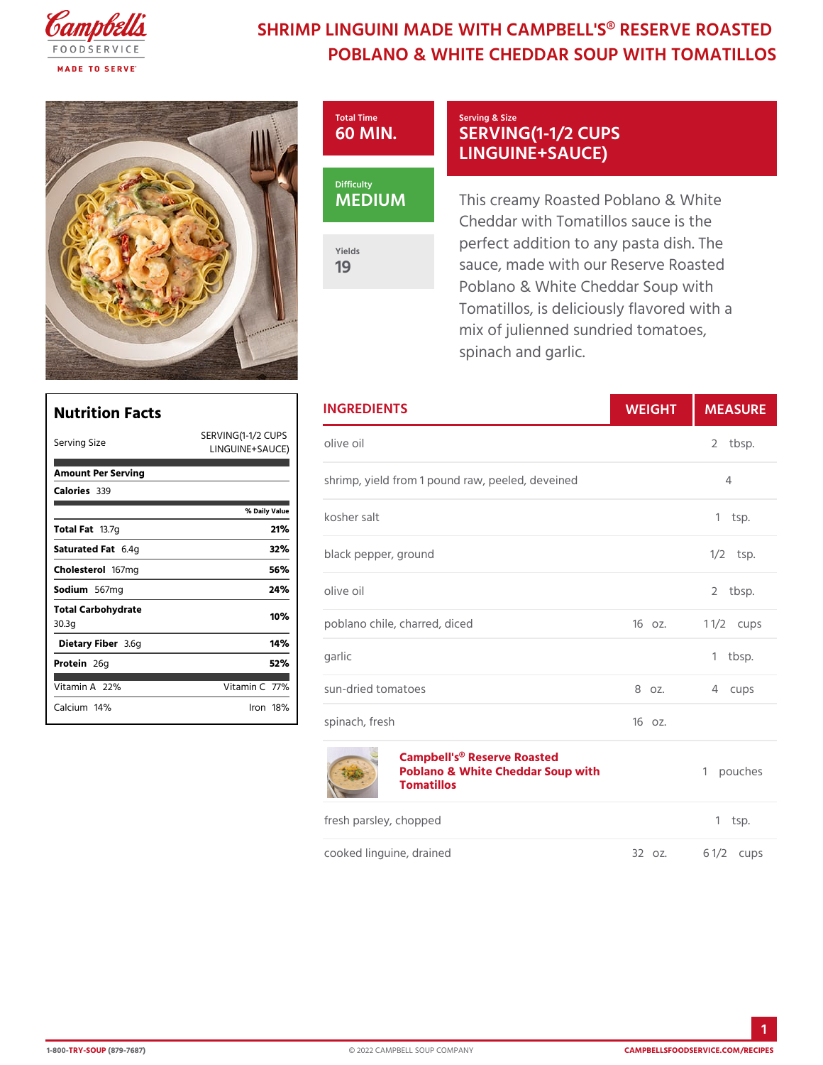# SHRIMP LINGUINI MADE WITH CAMPBELL'S® RESERVE ROASTED POBLANO & WHITE CHEDDAR SOUP WITH TOMATILLOS

**Total Time**
60 MIN.

**Serving & Size**
SERVING(1-1/2 CUPS LINGUINE+SAUCE)

**Difficulty**
MEDIUM

**Yields**
19

This creamy Roasted Poblano & White Cheddar with Tomatillos sauce is the perfect addition to any pasta dish. The sauce, made with our Reserve Roasted Poblano & White Cheddar Soup with Tomatillos, is deliciously flavored with a mix of julienned sundried tomatoes, spinach and garlic.

## Nutrition Facts

| Serving Size | SERVING(1-1/2 CUPS LINGUINE+SAUCE) |
|---|---|
| **Amount Per Serving** | |
| **Calories** 339 | |
| | **% Daily Value** |
| **Total Fat** 13.7g | **21%** |
| **Saturated Fat** 6.4g | **32%** |
| **Cholesterol** 167mg | **56%** |
| **Sodium** 567mg | **24%** |
| **Total Carbohydrate** 30.3g | **10%** |
| **Dietary Fiber** 3.6g | **14%** |
| **Protein** 26g | **52%** |
| Vitamin A 22% | Vitamin C 77% |
| Calcium 14% | Iron 18% |

## INGREDIENTS

| Ingredient | WEIGHT | MEASURE |
|---|---|---|
| olive oil | | 2 tbsp. |
| shrimp, yield from 1 pound raw, peeled, deveined | | 4 |
| kosher salt | | 1 tsp. |
| black pepper, ground | | 1/2 tsp. |
| olive oil | | 2 tbsp. |
| poblano chile, charred, diced | 16 oz. | 1 1/2 cups |
| garlic | | 1 tbsp. |
| sun-dried tomatoes | 8 oz. | 4 cups |
| spinach, fresh | 16 oz. | |
| Campbell's® Reserve Roasted Poblano & White Cheddar Soup with Tomatillos | | 1 pouches |
| fresh parsley, chopped | | 1 tsp. |
| cooked linguine, drained | 32 oz. | 6 1/2 cups |

1-800-TRY-SOUP (879-7687) © 2022 CAMPBELL SOUP COMPANY CAMPBELLSFOODSERVICE.COM/RECIPES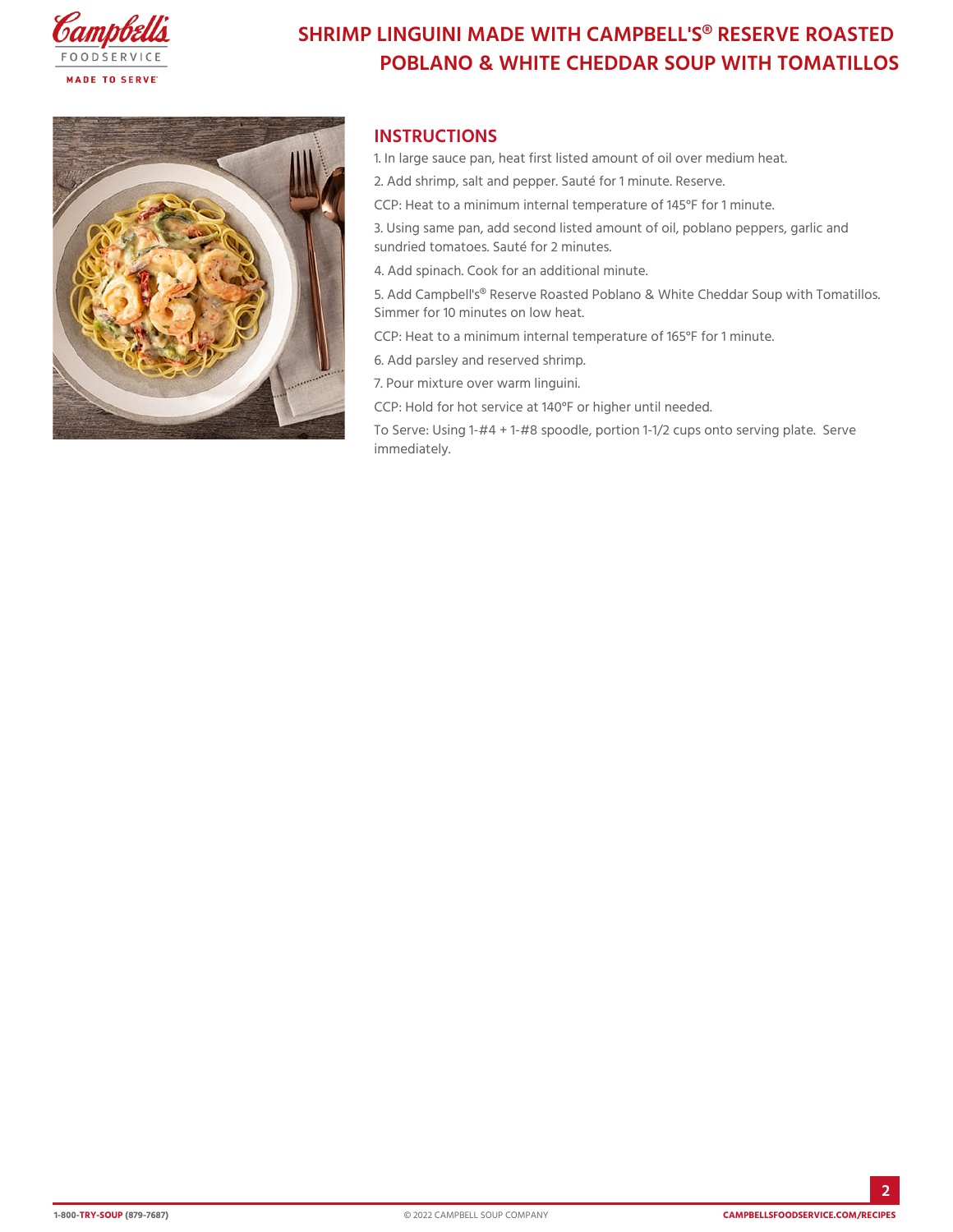# SHRIMP LINGUINI MADE WITH CAMPBELL'S® RESERVE ROASTED POBLANO & WHITE CHEDDAR SOUP WITH TOMATILLOS

## INSTRUCTIONS

1. In large sauce pan, heat first listed amount of oil over medium heat.

2. Add shrimp, salt and pepper. Sauté for 1 minute. Reserve.

CCP: Heat to a minimum internal temperature of 145°F for 1 minute.

3. Using same pan, add second listed amount of oil, poblano peppers, garlic and sundried tomatoes. Sauté for 2 minutes.

4. Add spinach. Cook for an additional minute.

5. Add Campbell's® Reserve Roasted Poblano & White Cheddar Soup with Tomatillos. Simmer for 10 minutes on low heat.

CCP: Heat to a minimum internal temperature of 165°F for 1 minute.

6. Add parsley and reserved shrimp.

7. Pour mixture over warm linguini.

CCP: Hold for hot service at 140°F or higher until needed.

To Serve: Using 1-#4 + 1-#8 spoodle, portion 1-1/2 cups onto serving plate. Serve immediately.